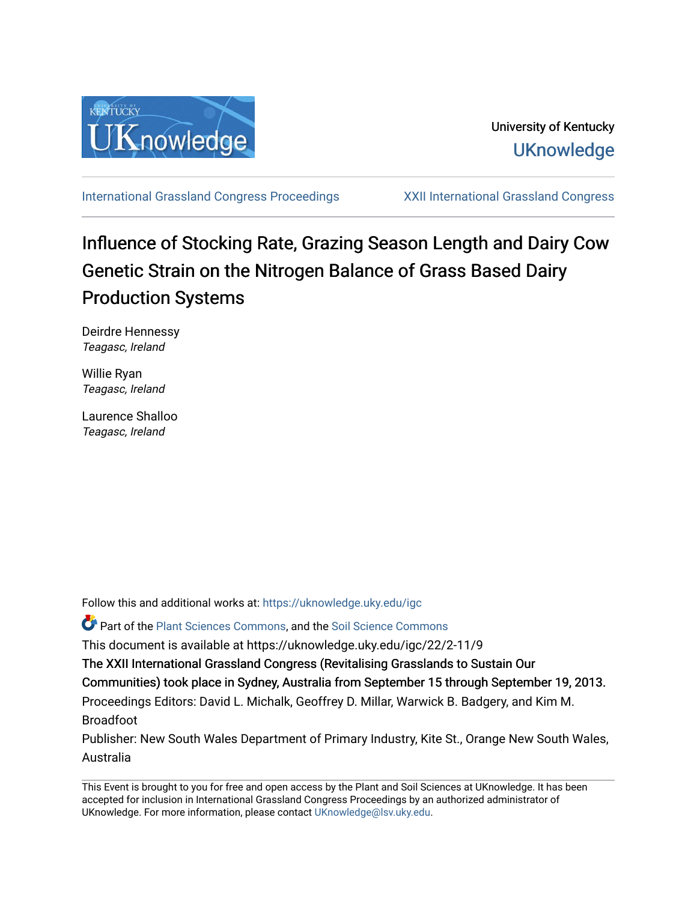University of Kentucky

UKnowledge

International Grassland Congress Proceedings

XXII International Grassland Congress

# Influence of Stocking Rate, Grazing Season Length and Dairy Cow Genetic Strain on the Nitrogen Balance of Grass Based Dairy Production Systems

Deirdre Hennessy
*Teagasc, Ireland*

Willie Ryan
*Teagasc, Ireland*

Laurence Shalloo
*Teagasc, Ireland*

Follow this and additional works at: https://uknowledge.uky.edu/igc

Part of the Plant Sciences Commons, and the Soil Science Commons

This document is available at https://uknowledge.uky.edu/igc/22/2-11/9

The XXII International Grassland Congress (Revitalising Grasslands to Sustain Our Communities) took place in Sydney, Australia from September 15 through September 19, 2013.

Proceedings Editors: David L. Michalk, Geoffrey D. Millar, Warwick B. Badgery, and Kim M. Broadfoot

Publisher: New South Wales Department of Primary Industry, Kite St., Orange New South Wales, Australia

This Event is brought to you for free and open access by the Plant and Soil Sciences at UKnowledge. It has been accepted for inclusion in International Grassland Congress Proceedings by an authorized administrator of UKnowledge. For more information, please contact UKnowledge@lsv.uky.edu.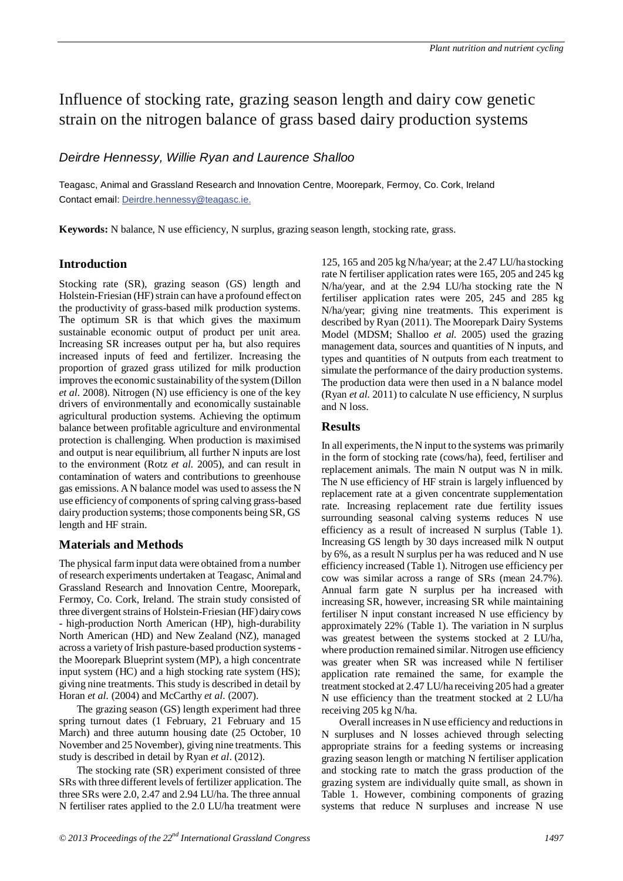Influence of stocking rate, grazing season length and dairy cow genetic strain on the nitrogen balance of grass based dairy production systems

*Deirdre Hennessy, Willie Ryan and Laurence Shalloo*

Teagasc, Animal and Grassland Research and Innovation Centre, Moorepark, Fermoy, Co. Cork, Ireland
Contact email: Deirdre.hennessy@teagasc.ie.

**Keywords:** N balance, N use efficiency, N surplus, grazing season length, stocking rate, grass.

## Introduction

Stocking rate (SR), grazing season (GS) length and Holstein-Friesian (HF) strain can have a profound effect on the productivity of grass-based milk production systems. The optimum SR is that which gives the maximum sustainable economic output of product per unit area. Increasing SR increases output per ha, but also requires increased inputs of feed and fertilizer. Increasing the proportion of grazed grass utilized for milk production improves the economic sustainability of the system (Dillon *et al.* 2008). Nitrogen (N) use efficiency is one of the key drivers of environmentally and economically sustainable agricultural production systems. Achieving the optimum balance between profitable agriculture and environmental protection is challenging. When production is maximised and output is near equilibrium, all further N inputs are lost to the environment (Rotz *et al.* 2005), and can result in contamination of waters and contributions to greenhouse gas emissions. A N balance model was used to assess the N use efficiency of components of spring calving grass-based dairy production systems; those components being SR, GS length and HF strain.

## Materials and Methods

The physical farm input data were obtained from a number of research experiments undertaken at Teagasc, Animal and Grassland Research and Innovation Centre, Moorepark, Fermoy, Co. Cork, Ireland. The strain study consisted of three divergent strains of Holstein-Friesian (HF) dairy cows - high-production North American (HP), high-durability North American (HD) and New Zealand (NZ), managed across a variety of Irish pasture-based production systems - the Moorepark Blueprint system (MP), a high concentrate input system (HC) and a high stocking rate system (HS); giving nine treatments. This study is described in detail by Horan *et al.* (2004) and McCarthy *et al.* (2007).

The grazing season (GS) length experiment had three spring turnout dates (1 February, 21 February and 15 March) and three autumn housing date (25 October, 10 November and 25 November), giving nine treatments. This study is described in detail by Ryan *et al*. (2012).

The stocking rate (SR) experiment consisted of three SRs with three different levels of fertilizer application. The three SRs were 2.0, 2.47 and 2.94 LU/ha. The three annual N fertiliser rates applied to the 2.0 LU/ha treatment were 125, 165 and 205 kg N/ha/year; at the 2.47 LU/ha stocking rate N fertiliser application rates were 165, 205 and 245 kg N/ha/year, and at the 2.94 LU/ha stocking rate the N fertiliser application rates were 205, 245 and 285 kg N/ha/year; giving nine treatments. This experiment is described by Ryan (2011). The Moorepark Dairy Systems Model (MDSM; Shalloo *et al.* 2005) used the grazing management data, sources and quantities of N inputs, and types and quantities of N outputs from each treatment to simulate the performance of the dairy production systems. The production data were then used in a N balance model (Ryan *et al.* 2011) to calculate N use efficiency, N surplus and N loss.

## Results

In all experiments, the N input to the systems was primarily in the form of stocking rate (cows/ha), feed, fertiliser and replacement animals. The main N output was N in milk. The N use efficiency of HF strain is largely influenced by replacement rate at a given concentrate supplementation rate. Increasing replacement rate due fertility issues surrounding seasonal calving systems reduces N use efficiency as a result of increased N surplus (Table 1). Increasing GS length by 30 days increased milk N output by 6%, as a result N surplus per ha was reduced and N use efficiency increased (Table 1). Nitrogen use efficiency per cow was similar across a range of SRs (mean 24.7%). Annual farm gate N surplus per ha increased with increasing SR, however, increasing SR while maintaining fertiliser N input constant increased N use efficiency by approximately 22% (Table 1). The variation in N surplus was greatest between the systems stocked at 2 LU/ha, where production remained similar. Nitrogen use efficiency was greater when SR was increased while N fertiliser application rate remained the same, for example the treatment stocked at 2.47 LU/ha receiving 205 had a greater N use efficiency than the treatment stocked at 2 LU/ha receiving 205 kg N/ha.

Overall increases in N use efficiency and reductions in N surpluses and N losses achieved through selecting appropriate strains for a feeding systems or increasing grazing season length or matching N fertiliser application and stocking rate to match the grass production of the grazing system are individually quite small, as shown in Table 1. However, combining components of grazing systems that reduce N surpluses and increase N use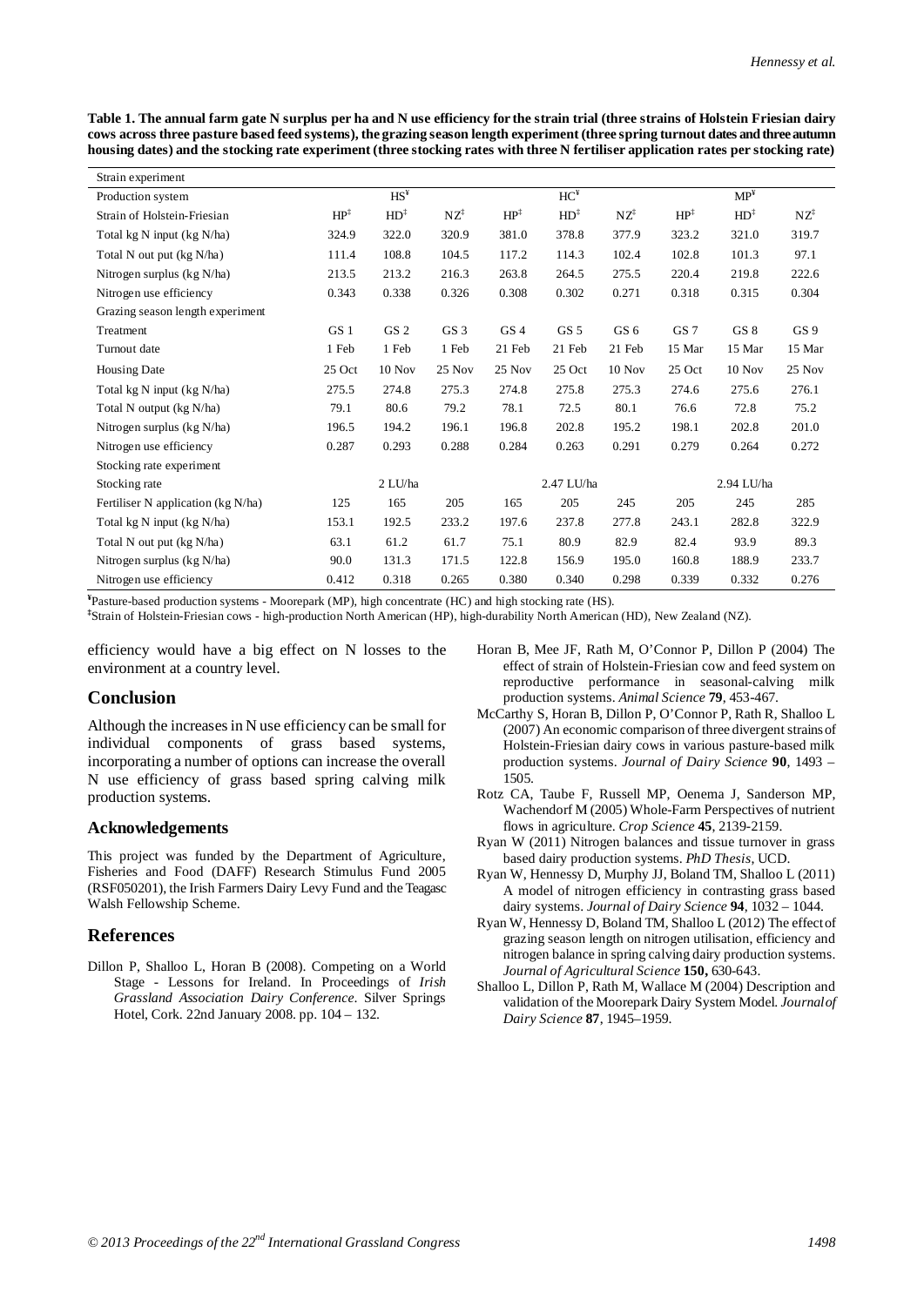**Table 1. The annual farm gate N surplus per ha and N use efficiency for the strain trial (three strains of Holstein Friesian dairy cows across three pasture based feed systems), the grazing season length experiment (three spring turnout dates and three autumn housing dates) and the stocking rate experiment (three stocking rates with three N fertiliser application rates per stocking rate)**

| Strain experiment | | | | | | | | | |
|---|---|---|---|---|---|---|---|---|---|
| Production system | | HS[¥] | | | HC[¥] | | | MP[¥] | |
| Strain of Holstein-Friesian | HP[‡] | HD[‡] | NZ[‡] | HP[‡] | HD[‡] | NZ[‡] | HP[‡] | HD[‡] | NZ[‡] |
| Total kg N input (kg N/ha) | 324.9 | 322.0 | 320.9 | 381.0 | 378.8 | 377.9 | 323.2 | 321.0 | 319.7 |
| Total N out put (kg N/ha) | 111.4 | 108.8 | 104.5 | 117.2 | 114.3 | 102.4 | 102.8 | 101.3 | 97.1 |
| Nitrogen surplus (kg N/ha) | 213.5 | 213.2 | 216.3 | 263.8 | 264.5 | 275.5 | 220.4 | 219.8 | 222.6 |
| Nitrogen use efficiency | 0.343 | 0.338 | 0.326 | 0.308 | 0.302 | 0.271 | 0.318 | 0.315 | 0.304 |
| Grazing season length experiment | | | | | | | | | |
| Treatment | GS 1 | GS 2 | GS 3 | GS 4 | GS 5 | GS 6 | GS 7 | GS 8 | GS 9 |
| Turnout date | 1 Feb | 1 Feb | 1 Feb | 21 Feb | 21 Feb | 21 Feb | 15 Mar | 15 Mar | 15 Mar |
| Housing Date | 25 Oct | 10 Nov | 25 Nov | 25 Nov | 25 Oct | 10 Nov | 25 Oct | 10 Nov | 25 Nov |
| Total kg N input (kg N/ha) | 275.5 | 274.8 | 275.3 | 274.8 | 275.8 | 275.3 | 274.6 | 275.6 | 276.1 |
| Total N output (kg N/ha) | 79.1 | 80.6 | 79.2 | 78.1 | 72.5 | 80.1 | 76.6 | 72.8 | 75.2 |
| Nitrogen surplus (kg N/ha) | 196.5 | 194.2 | 196.1 | 196.8 | 202.8 | 195.2 | 198.1 | 202.8 | 201.0 |
| Nitrogen use efficiency | 0.287 | 0.293 | 0.288 | 0.284 | 0.263 | 0.291 | 0.279 | 0.264 | 0.272 |
| Stocking rate experiment | | | | | | | | | |
| Stocking rate | | 2 LU/ha | | | 2.47 LU/ha | | | 2.94 LU/ha | |
| Fertiliser N application (kg N/ha) | 125 | 165 | 205 | 165 | 205 | 245 | 205 | 245 | 285 |
| Total kg N input (kg N/ha) | 153.1 | 192.5 | 233.2 | 197.6 | 237.8 | 277.8 | 243.1 | 282.8 | 322.9 |
| Total N out put (kg N/ha) | 63.1 | 61.2 | 61.7 | 75.1 | 80.9 | 82.9 | 82.4 | 93.9 | 89.3 |
| Nitrogen surplus (kg N/ha) | 90.0 | 131.3 | 171.5 | 122.8 | 156.9 | 195.0 | 160.8 | 188.9 | 233.7 |
| Nitrogen use efficiency | 0.412 | 0.318 | 0.265 | 0.380 | 0.340 | 0.298 | 0.339 | 0.332 | 0.276 |

[¥]Pasture-based production systems - Moorepark (MP), high concentrate (HC) and high stocking rate (HS).
[‡]Strain of Holstein-Friesian cows - high-production North American (HP), high-durability North American (HD), New Zealand (NZ).

efficiency would have a big effect on N losses to the environment at a country level.

## Conclusion

Although the increases in N use efficiency can be small for individual components of grass based systems, incorporating a number of options can increase the overall N use efficiency of grass based spring calving milk production systems.

### Acknowledgements

This project was funded by the Department of Agriculture, Fisheries and Food (DAFF) Research Stimulus Fund 2005 (RSF050201), the Irish Farmers Dairy Levy Fund and the Teagasc Walsh Fellowship Scheme.

## References

Dillon P, Shalloo L, Horan B (2008). Competing on a World Stage - Lessons for Ireland. In Proceedings of *Irish Grassland Association Dairy Conference*. Silver Springs Hotel, Cork. 22nd January 2008. pp. 104 – 132.

Horan B, Mee JF, Rath M, O'Connor P, Dillon P (2004) The effect of strain of Holstein-Friesian cow and feed system on reproductive performance in seasonal-calving milk production systems. *Animal Science* **79**, 453-467.

McCarthy S, Horan B, Dillon P, O'Connor P, Rath R, Shalloo L (2007) An economic comparison of three divergent strains of Holstein-Friesian dairy cows in various pasture-based milk production systems. *Journal of Dairy Science* **90**, 1493 – 1505.

Rotz CA, Taube F, Russell MP, Oenema J, Sanderson MP, Wachendorf M (2005) Whole-Farm Perspectives of nutrient flows in agriculture. *Crop Science* **45**, 2139-2159.

Ryan W (2011) Nitrogen balances and tissue turnover in grass based dairy production systems. *PhD Thesis*, UCD.

Ryan W, Hennessy D, Murphy JJ, Boland TM, Shalloo L (2011) A model of nitrogen efficiency in contrasting grass based dairy systems. *Journal of Dairy Science* **94**, 1032 – 1044.

Ryan W, Hennessy D, Boland TM, Shalloo L (2012) The effect of grazing season length on nitrogen utilisation, efficiency and nitrogen balance in spring calving dairy production systems. *Journal of Agricultural Science* **150,** 630-643.

Shalloo L, Dillon P, Rath M, Wallace M (2004) Description and validation of the Moorepark Dairy System Model. *Journal of Dairy Science* **87**, 1945–1959.